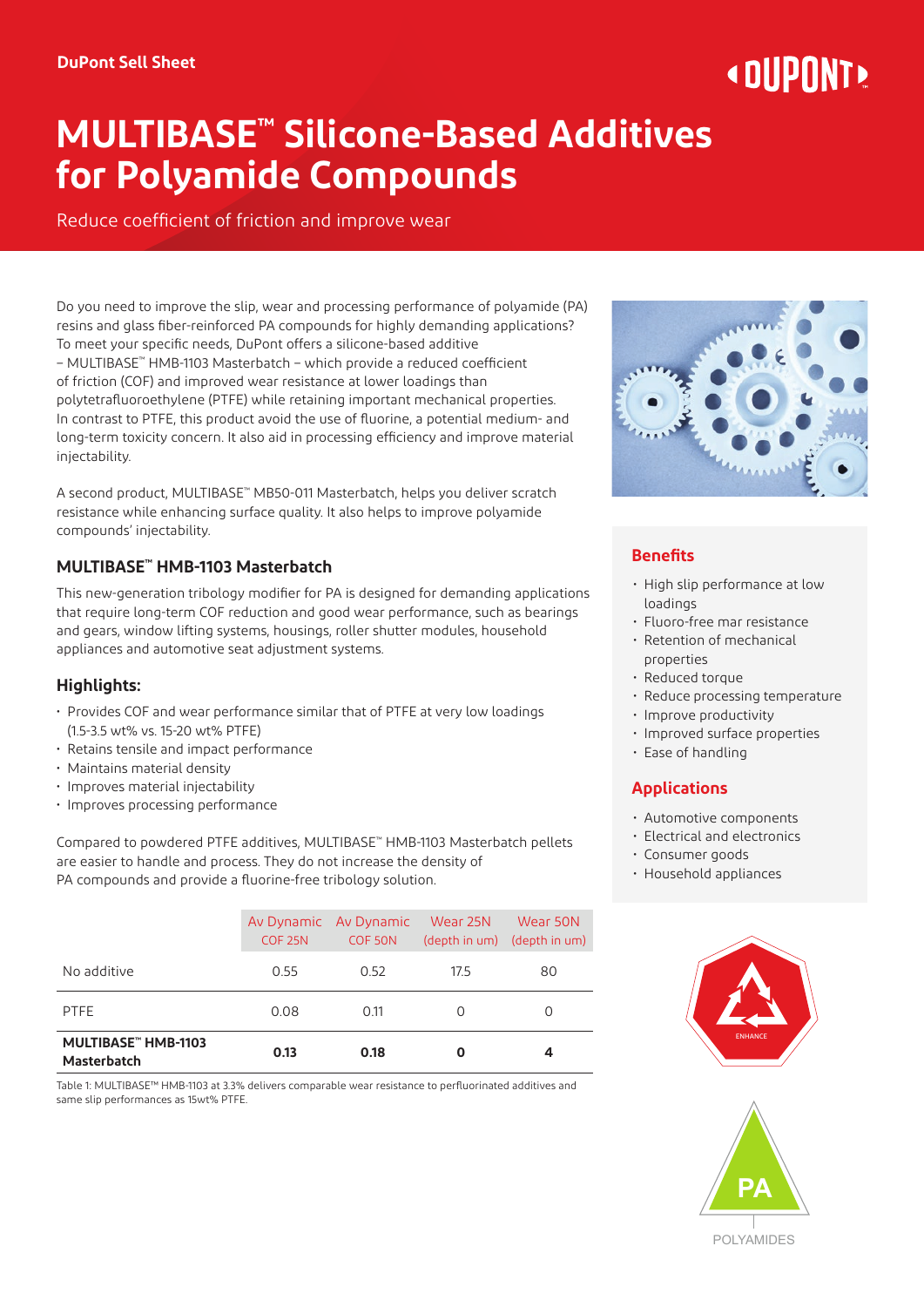DuPont Sell Sheet

# MULTIBASE™ Silicone-Based Additives for Polyamide Compounds

Reduce coefficient of friction and improve wear

Do you need to improve the slip, wear and processing performance of polyamide (PA) resins and glass fiber-reinforced PA compounds for highly demanding applications? To meet your specific needs, DuPont offers a silicone-based additive – MULTIBASE™ HMB-1103 Masterbatch – which provide a reduced coefficient of friction (COF) and improved wear resistance at lower loadings than polytetrafluoroethylene (PTFE) while retaining important mechanical properties. In contrast to PTFE, this product avoid the use of fluorine, a potential medium- and long-term toxicity concern. It also aid in processing efficiency and improve material injectability.

A second product, MULTIBASE™ MB50-011 Masterbatch, helps you deliver scratch resistance while enhancing surface quality. It also helps to improve polyamide compounds' injectability.

## MULTIBASE™ HMB-1103 Masterbatch

This new-generation tribology modifier for PA is designed for demanding applications that require long-term COF reduction and good wear performance, such as bearings and gears, window lifting systems, housings, roller shutter modules, household appliances and automotive seat adjustment systems.

### Highlights:

- Provides COF and wear performance similar that of PTFE at very low loadings (1.5-3.5 wt% vs. 15-20 wt% PTFE)
- Retains tensile and impact performance
- Maintains material density
- Improves material injectability
- Improves processing performance

Compared to powdered PTFE additives, MULTIBASE™ HMB-1103 Masterbatch pellets are easier to handle and process. They do not increase the density of PA compounds and provide a fluorine-free tribology solution.

| | Av Dynamic COF 25N | Av Dynamic COF 50N | Wear 25N (depth in um) | Wear 50N (depth in um) |
|---|---|---|---|---|
| No additive | 0.55 | 0.52 | 17.5 | 80 |
| PTFE | 0.08 | 0.11 | 0 | 0 |
| **MULTIBASE™ HMB-1103 Masterbatch** | **0.13** | **0.18** | **0** | **4** |

Table 1: MULTIBASE™ HMB-1103 at 3.3% delivers comparable wear resistance to perfluorinated additives and same slip performances as 15wt% PTFE.

## Benefits

- High slip performance at low loadings
- Fluoro-free mar resistance
- Retention of mechanical properties
- Reduced torque
- Reduce processing temperature
- Improve productivity
- Improved surface properties
- Ease of handling

## Applications

- Automotive components
- Electrical and electronics
- Consumer goods
- Household appliances

ENHANCE

PA

POLYAMIDES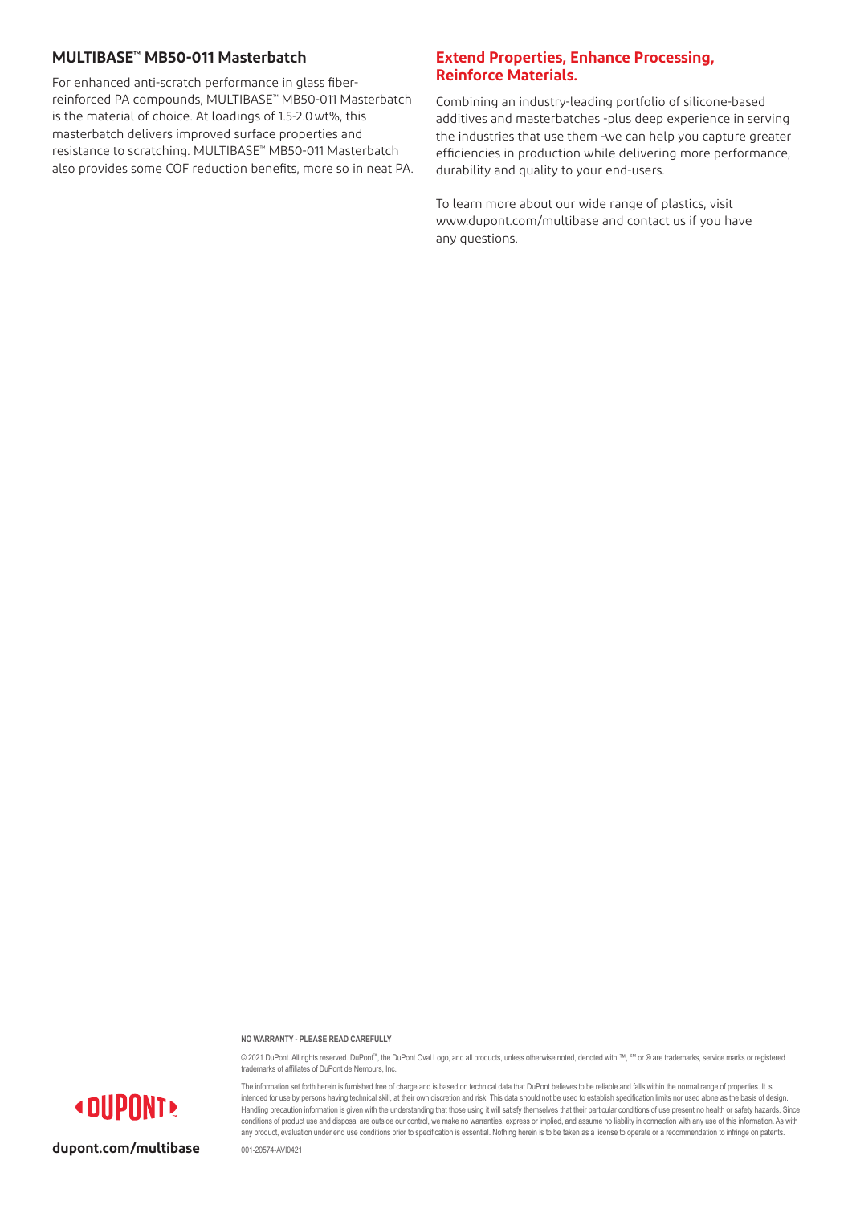## MULTIBASE™ MB50-011 Masterbatch

For enhanced anti-scratch performance in glass fiber-reinforced PA compounds, MULTIBASE™ MB50-011 Masterbatch is the material of choice. At loadings of 1.5-2.0 wt%, this masterbatch delivers improved surface properties and resistance to scratching. MULTIBASE™ MB50-011 Masterbatch also provides some COF reduction benefits, more so in neat PA.

## Extend Properties, Enhance Processing, Reinforce Materials.

Combining an industry-leading portfolio of silicone-based additives and masterbatches -plus deep experience in serving the industries that use them -we can help you capture greater efficiencies in production while delivering more performance, durability and quality to your end-users.

To learn more about our wide range of plastics, visit www.dupont.com/multibase and contact us if you have any questions.

**NO WARRANTY - PLEASE READ CAREFULLY**

© 2021 DuPont. All rights reserved. DuPont™, the DuPont Oval Logo, and all products, unless otherwise noted, denoted with ™, ℠ or ® are trademarks, service marks or registered trademarks of affiliates of DuPont de Nemours, Inc.

The information set forth herein is furnished free of charge and is based on technical data that DuPont believes to be reliable and falls within the normal range of properties. It is intended for use by persons having technical skill, at their own discretion and risk. This data should not be used to establish specification limits nor used alone as the basis of design. Handling precaution information is given with the understanding that those using it will satisfy themselves that their particular conditions of use present no health or safety hazards. Since conditions of product use and disposal are outside our control, we make no warranties, express or implied, and assume no liability in connection with any use of this information. As with any product, evaluation under end use conditions prior to specification is essential. Nothing herein is to be taken as a license to operate or a recommendation to infringe on patents.

**dupont.com/multibase**

001-20574-AVI0421